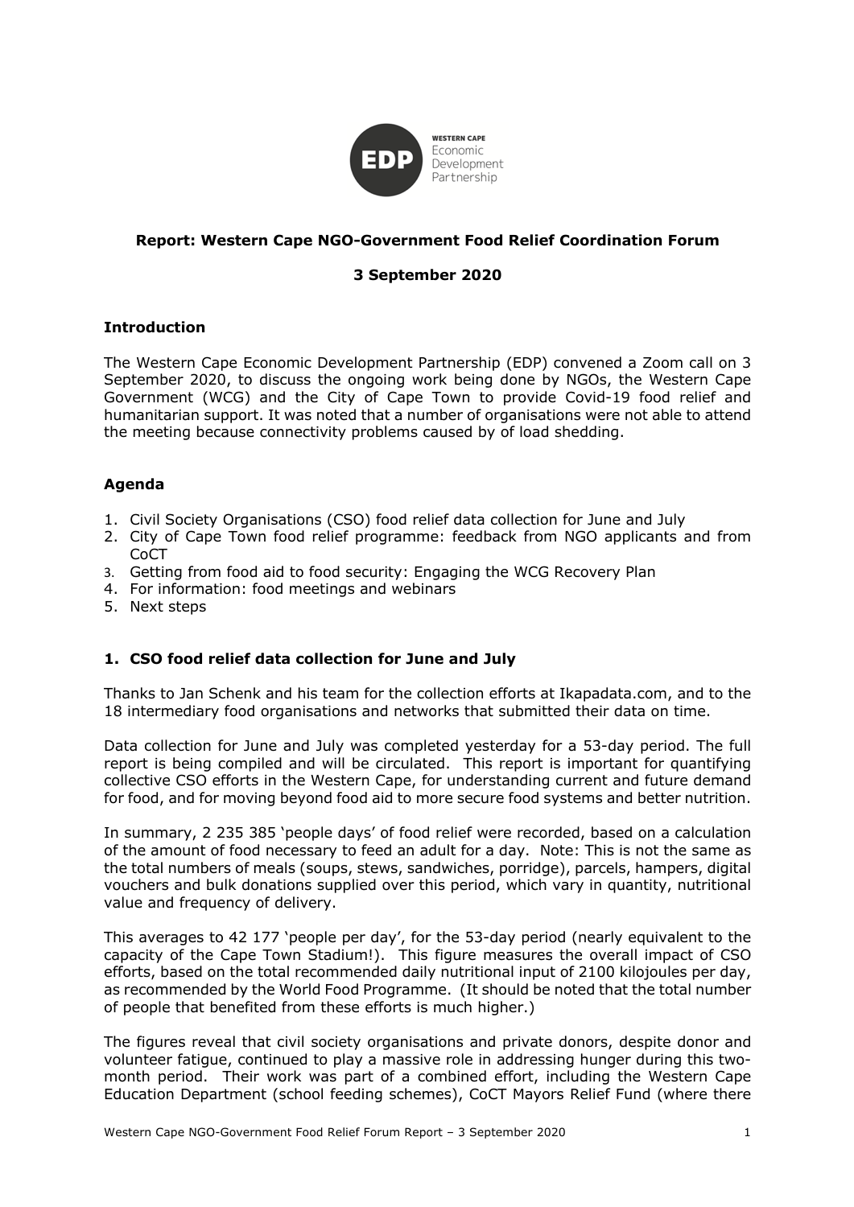**Report: Western Cape NGO-Government Food Relief Coordination Forum**

**3 September 2020**

## Introduction

The Western Cape Economic Development Partnership (EDP) convened a Zoom call on 3 September 2020, to discuss the ongoing work being done by NGOs, the Western Cape Government (WCG) and the City of Cape Town to provide Covid-19 food relief and humanitarian support. It was noted that a number of organisations were not able to attend the meeting because connectivity problems caused by of load shedding.

## Agenda

1. Civil Society Organisations (CSO) food relief data collection for June and July
2. City of Cape Town food relief programme: feedback from NGO applicants and from CoCT
3. Getting from food aid to food security: Engaging the WCG Recovery Plan
4. For information: food meetings and webinars
5. Next steps

## 1. CSO food relief data collection for June and July

Thanks to Jan Schenk and his team for the collection efforts at Ikapadata.com, and to the 18 intermediary food organisations and networks that submitted their data on time.

Data collection for June and July was completed yesterday for a 53-day period. The full report is being compiled and will be circulated. This report is important for quantifying collective CSO efforts in the Western Cape, for understanding current and future demand for food, and for moving beyond food aid to more secure food systems and better nutrition.

In summary, 2 235 385 'people days' of food relief were recorded, based on a calculation of the amount of food necessary to feed an adult for a day. Note: This is not the same as the total numbers of meals (soups, stews, sandwiches, porridge), parcels, hampers, digital vouchers and bulk donations supplied over this period, which vary in quantity, nutritional value and frequency of delivery.

This averages to 42 177 'people per day', for the 53-day period (nearly equivalent to the capacity of the Cape Town Stadium!). This figure measures the overall impact of CSO efforts, based on the total recommended daily nutritional input of 2100 kilojoules per day, as recommended by the World Food Programme. (It should be noted that the total number of people that benefited from these efforts is much higher.)

The figures reveal that civil society organisations and private donors, despite donor and volunteer fatigue, continued to play a massive role in addressing hunger during this two-month period. Their work was part of a combined effort, including the Western Cape Education Department (school feeding schemes), CoCT Mayors Relief Fund (where there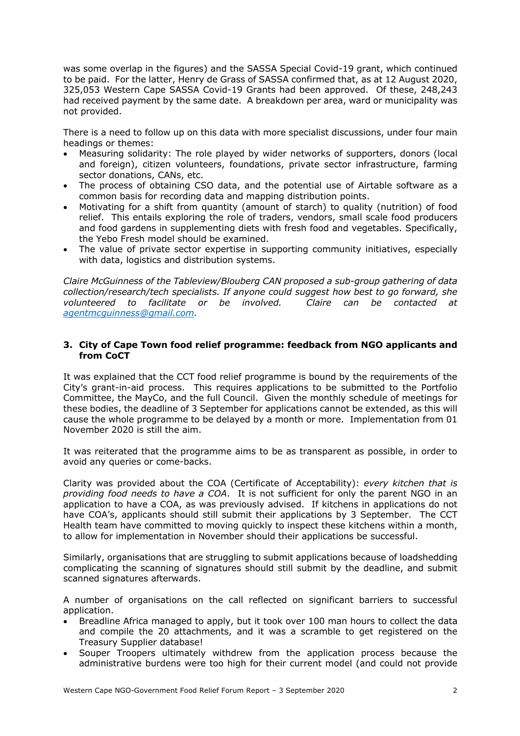was some overlap in the figures) and the SASSA Special Covid-19 grant, which continued to be paid. For the latter, Henry de Grass of SASSA confirmed that, as at 12 August 2020, 325,053 Western Cape SASSA Covid-19 Grants had been approved. Of these, 248,243 had received payment by the same date. A breakdown per area, ward or municipality was not provided.

There is a need to follow up on this data with more specialist discussions, under four main headings or themes:

- Measuring solidarity: The role played by wider networks of supporters, donors (local and foreign), citizen volunteers, foundations, private sector infrastructure, farming sector donations, CANs, etc.
- The process of obtaining CSO data, and the potential use of Airtable software as a common basis for recording data and mapping distribution points.
- Motivating for a shift from quantity (amount of starch) to quality (nutrition) of food relief. This entails exploring the role of traders, vendors, small scale food producers and food gardens in supplementing diets with fresh food and vegetables. Specifically, the Yebo Fresh model should be examined.
- The value of private sector expertise in supporting community initiatives, especially with data, logistics and distribution systems.

*Claire McGuinness of the Tableview/Blouberg CAN proposed a sub-group gathering of data collection/research/tech specialists. If anyone could suggest how best to go forward, she volunteered to facilitate or be involved. Claire can be contacted at [agentmcguinness@gmail.com](mailto:agentmcguinness@gmail.com).*

## 3. City of Cape Town food relief programme: feedback from NGO applicants and from CoCT

It was explained that the CCT food relief programme is bound by the requirements of the City's grant-in-aid process. This requires applications to be submitted to the Portfolio Committee, the MayCo, and the full Council. Given the monthly schedule of meetings for these bodies, the deadline of 3 September for applications cannot be extended, as this will cause the whole programme to be delayed by a month or more. Implementation from 01 November 2020 is still the aim.

It was reiterated that the programme aims to be as transparent as possible, in order to avoid any queries or come-backs.

Clarity was provided about the COA (Certificate of Acceptability): *every kitchen that is providing food needs to have a COA*. It is not sufficient for only the parent NGO in an application to have a COA, as was previously advised. If kitchens in applications do not have COA's, applicants should still submit their applications by 3 September. The CCT Health team have committed to moving quickly to inspect these kitchens within a month, to allow for implementation in November should their applications be successful.

Similarly, organisations that are struggling to submit applications because of loadshedding complicating the scanning of signatures should still submit by the deadline, and submit scanned signatures afterwards.

A number of organisations on the call reflected on significant barriers to successful application.

- Breadline Africa managed to apply, but it took over 100 man hours to collect the data and compile the 20 attachments, and it was a scramble to get registered on the Treasury Supplier database!
- Souper Troopers ultimately withdrew from the application process because the administrative burdens were too high for their current model (and could not provide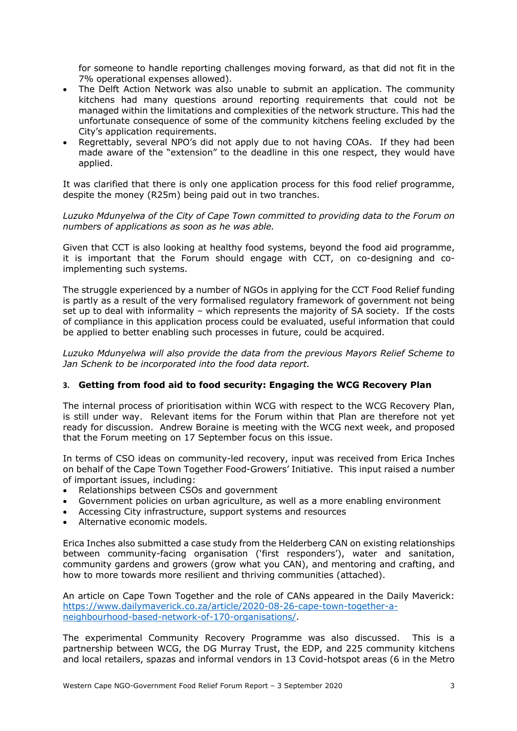for someone to handle reporting challenges moving forward, as that did not fit in the 7% operational expenses allowed).

- The Delft Action Network was also unable to submit an application. The community kitchens had many questions around reporting requirements that could not be managed within the limitations and complexities of the network structure. This had the unfortunate consequence of some of the community kitchens feeling excluded by the City's application requirements.
- Regrettably, several NPO's did not apply due to not having COAs. If they had been made aware of the "extension" to the deadline in this one respect, they would have applied.

It was clarified that there is only one application process for this food relief programme, despite the money (R25m) being paid out in two tranches.

*Luzuko Mdunyelwa of the City of Cape Town committed to providing data to the Forum on numbers of applications as soon as he was able.*

Given that CCT is also looking at healthy food systems, beyond the food aid programme, it is important that the Forum should engage with CCT, on co-designing and co-implementing such systems.

The struggle experienced by a number of NGOs in applying for the CCT Food Relief funding is partly as a result of the very formalised regulatory framework of government not being set up to deal with informality – which represents the majority of SA society. If the costs of compliance in this application process could be evaluated, useful information that could be applied to better enabling such processes in future, could be acquired.

*Luzuko Mdunyelwa will also provide the data from the previous Mayors Relief Scheme to Jan Schenk to be incorporated into the food data report.*

### 3. Getting from food aid to food security: Engaging the WCG Recovery Plan

The internal process of prioritisation within WCG with respect to the WCG Recovery Plan, is still under way. Relevant items for the Forum within that Plan are therefore not yet ready for discussion. Andrew Boraine is meeting with the WCG next week, and proposed that the Forum meeting on 17 September focus on this issue.

In terms of CSO ideas on community-led recovery, input was received from Erica Inches on behalf of the Cape Town Together Food-Growers' Initiative. This input raised a number of important issues, including:

- Relationships between CSOs and government
- Government policies on urban agriculture, as well as a more enabling environment
- Accessing City infrastructure, support systems and resources
- Alternative economic models.

Erica Inches also submitted a case study from the Helderberg CAN on existing relationships between community-facing organisation ('first responders'), water and sanitation, community gardens and growers (grow what you CAN), and mentoring and crafting, and how to more towards more resilient and thriving communities (attached).

An article on Cape Town Together and the role of CANs appeared in the Daily Maverick: [https://www.dailymaverick.co.za/article/2020-08-26-cape-town-together-a-neighbourhood-based-network-of-170-organisations/](https://www.dailymaverick.co.za/article/2020-08-26-cape-town-together-a-neighbourhood-based-network-of-170-organisations/).

The experimental Community Recovery Programme was also discussed. This is a partnership between WCG, the DG Murray Trust, the EDP, and 225 community kitchens and local retailers, spazas and informal vendors in 13 Covid-hotspot areas (6 in the Metro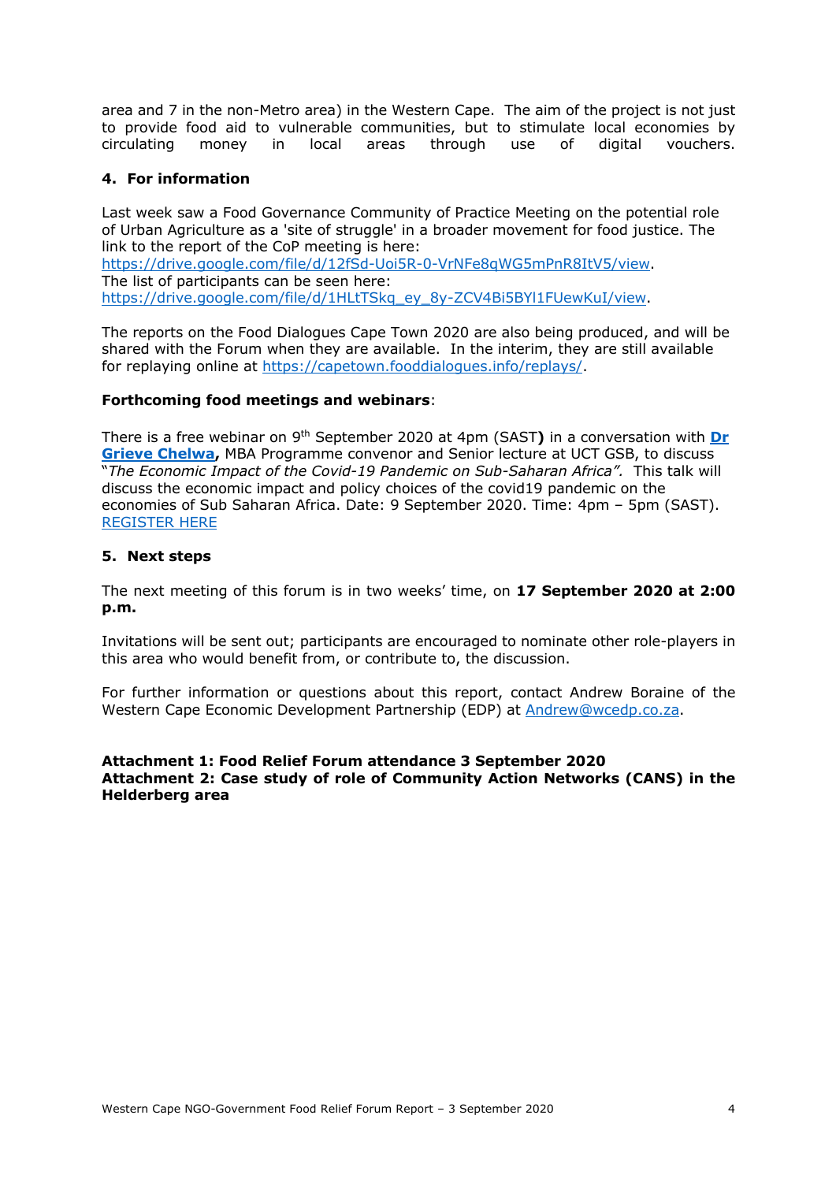area and 7 in the non-Metro area) in the Western Cape. The aim of the project is not just to provide food aid to vulnerable communities, but to stimulate local economies by circulating money in local areas through use of digital vouchers.

## 4. For information

Last week saw a Food Governance Community of Practice Meeting on the potential role of Urban Agriculture as a 'site of struggle' in a broader movement for food justice. The link to the report of the CoP meeting is here: https://drive.google.com/file/d/12fSd-Uoi5R-0-VrNFe8qWG5mPnR8ItV5/view.
The list of participants can be seen here: https://drive.google.com/file/d/1HLtTSkq_ey_8y-ZCV4Bi5BYl1FUewKuI/view.

The reports on the Food Dialogues Cape Town 2020 are also being produced, and will be shared with the Forum when they are available. In the interim, they are still available for replaying online at https://capetown.fooddialogues.info/replays/.

**Forthcoming food meetings and webinars**:

There is a free webinar on 9th September 2020 at 4pm (SAST**)** in a conversation with **Dr Grieve Chelwa,** MBA Programme convenor and Senior lecture at UCT GSB, to discuss "*The Economic Impact of the Covid-19 Pandemic on Sub-Saharan Africa".* This talk will discuss the economic impact and policy choices of the covid19 pandemic on the economies of Sub Saharan Africa. Date: 9 September 2020. Time: 4pm – 5pm (SAST). REGISTER HERE

## 5. Next steps

The next meeting of this forum is in two weeks' time, on **17 September 2020 at 2:00 p.m.**

Invitations will be sent out; participants are encouraged to nominate other role-players in this area who would benefit from, or contribute to, the discussion.

For further information or questions about this report, contact Andrew Boraine of the Western Cape Economic Development Partnership (EDP) at Andrew@wcedp.co.za.

**Attachment 1: Food Relief Forum attendance 3 September 2020**
**Attachment 2: Case study of role of Community Action Networks (CANS) in the Helderberg area**